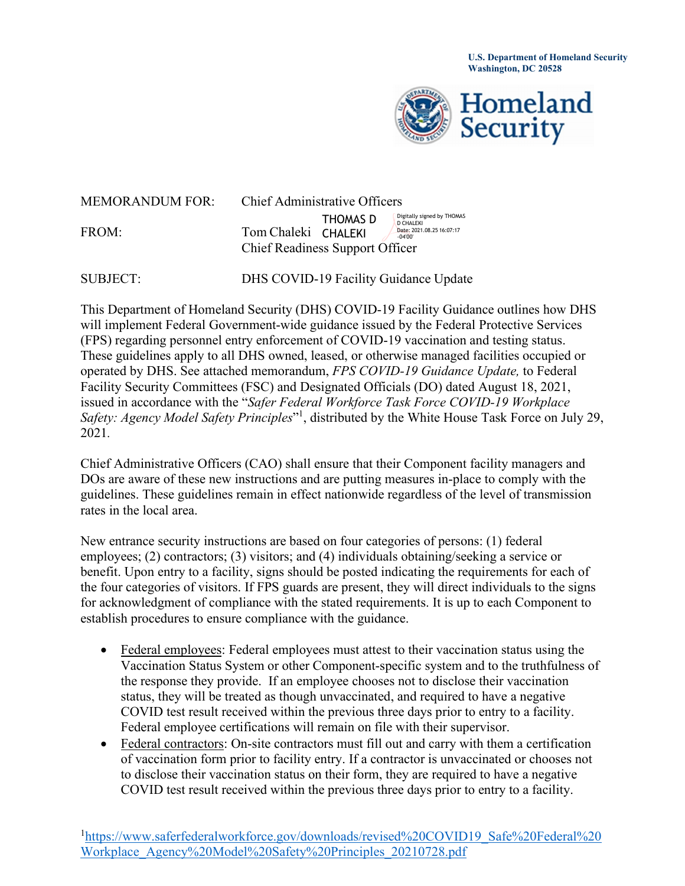U.S. Department of Homeland Security
Washington, DC 20528

Homeland Security

MEMORANDUM FOR: Chief Administrative Officers

FROM: Tom Chaleki THOMAS D CHALEKI Digitally signed by THOMAS D CHALEKI Date: 2021.08.25 16:07:17 -04'00'
Chief Readiness Support Officer

SUBJECT: DHS COVID-19 Facility Guidance Update

This Department of Homeland Security (DHS) COVID-19 Facility Guidance outlines how DHS will implement Federal Government-wide guidance issued by the Federal Protective Services (FPS) regarding personnel entry enforcement of COVID-19 vaccination and testing status. These guidelines apply to all DHS owned, leased, or otherwise managed facilities occupied or operated by DHS. See attached memorandum, *FPS COVID-19 Guidance Update,* to Federal Facility Security Committees (FSC) and Designated Officials (DO) dated August 18, 2021, issued in accordance with the "*Safer Federal Workforce Task Force COVID-19 Workplace Safety: Agency Model Safety Principles*"[1], distributed by the White House Task Force on July 29, 2021.

Chief Administrative Officers (CAO) shall ensure that their Component facility managers and DOs are aware of these new instructions and are putting measures in-place to comply with the guidelines. These guidelines remain in effect nationwide regardless of the level of transmission rates in the local area.

New entrance security instructions are based on four categories of persons: (1) federal employees; (2) contractors; (3) visitors; and (4) individuals obtaining/seeking a service or benefit. Upon entry to a facility, signs should be posted indicating the requirements for each of the four categories of visitors. If FPS guards are present, they will direct individuals to the signs for acknowledgment of compliance with the stated requirements. It is up to each Component to establish procedures to ensure compliance with the guidance.

- Federal employees: Federal employees must attest to their vaccination status using the Vaccination Status System or other Component-specific system and to the truthfulness of the response they provide. If an employee chooses not to disclose their vaccination status, they will be treated as though unvaccinated, and required to have a negative COVID test result received within the previous three days prior to entry to a facility. Federal employee certifications will remain on file with their supervisor.
- Federal contractors: On-site contractors must fill out and carry with them a certification of vaccination form prior to facility entry. If a contractor is unvaccinated or chooses not to disclose their vaccination status on their form, they are required to have a negative COVID test result received within the previous three days prior to entry to a facility.

[1] https://www.saferfederalworkforce.gov/downloads/revised%20COVID19_Safe%20Federal%20Workplace_Agency%20Model%20Safety%20Principles_20210728.pdf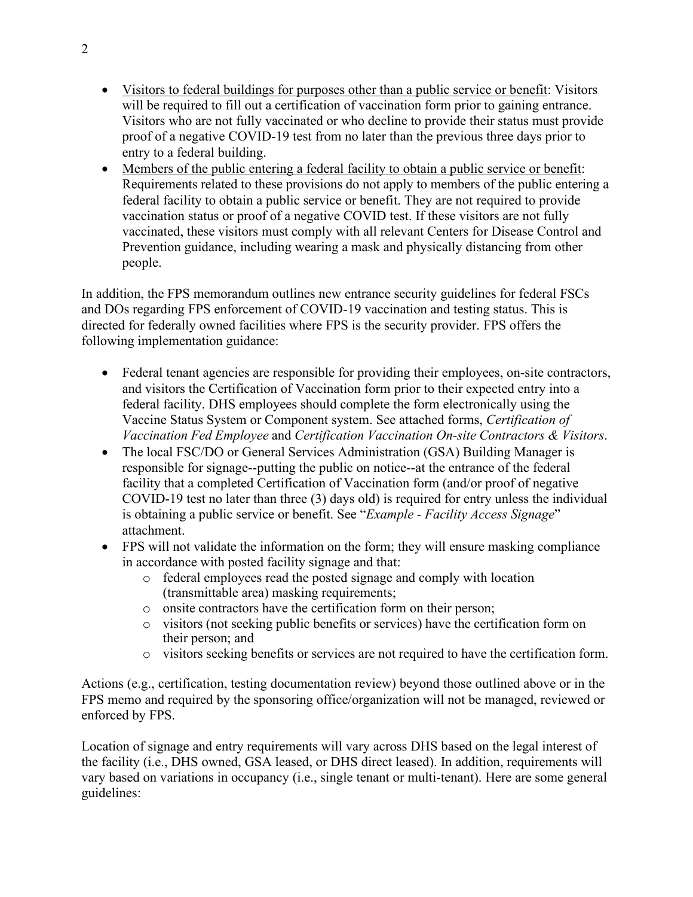- <u>Visitors to federal buildings for purposes other than a public service or benefit</u>: Visitors will be required to fill out a certification of vaccination form prior to gaining entrance. Visitors who are not fully vaccinated or who decline to provide their status must provide proof of a negative COVID-19 test from no later than the previous three days prior to entry to a federal building.
- <u>Members of the public entering a federal facility to obtain a public service or benefit</u>: Requirements related to these provisions do not apply to members of the public entering a federal facility to obtain a public service or benefit. They are not required to provide vaccination status or proof of a negative COVID test. If these visitors are not fully vaccinated, these visitors must comply with all relevant Centers for Disease Control and Prevention guidance, including wearing a mask and physically distancing from other people.

In addition, the FPS memorandum outlines new entrance security guidelines for federal FSCs and DOs regarding FPS enforcement of COVID-19 vaccination and testing status. This is directed for federally owned facilities where FPS is the security provider. FPS offers the following implementation guidance:

- Federal tenant agencies are responsible for providing their employees, on-site contractors, and visitors the Certification of Vaccination form prior to their expected entry into a federal facility. DHS employees should complete the form electronically using the Vaccine Status System or Component system. See attached forms, *Certification of Vaccination Fed Employee* and *Certification Vaccination On-site Contractors & Visitors*.
- The local FSC/DO or General Services Administration (GSA) Building Manager is responsible for signage--putting the public on notice--at the entrance of the federal facility that a completed Certification of Vaccination form (and/or proof of negative COVID-19 test no later than three (3) days old) is required for entry unless the individual is obtaining a public service or benefit. See "*Example - Facility Access Signage*" attachment.
- FPS will not validate the information on the form; they will ensure masking compliance in accordance with posted facility signage and that:
  - federal employees read the posted signage and comply with location (transmittable area) masking requirements;
  - onsite contractors have the certification form on their person;
  - visitors (not seeking public benefits or services) have the certification form on their person; and
  - visitors seeking benefits or services are not required to have the certification form.

Actions (e.g., certification, testing documentation review) beyond those outlined above or in the FPS memo and required by the sponsoring office/organization will not be managed, reviewed or enforced by FPS.

Location of signage and entry requirements will vary across DHS based on the legal interest of the facility (i.e., DHS owned, GSA leased, or DHS direct leased). In addition, requirements will vary based on variations in occupancy (i.e., single tenant or multi-tenant). Here are some general guidelines: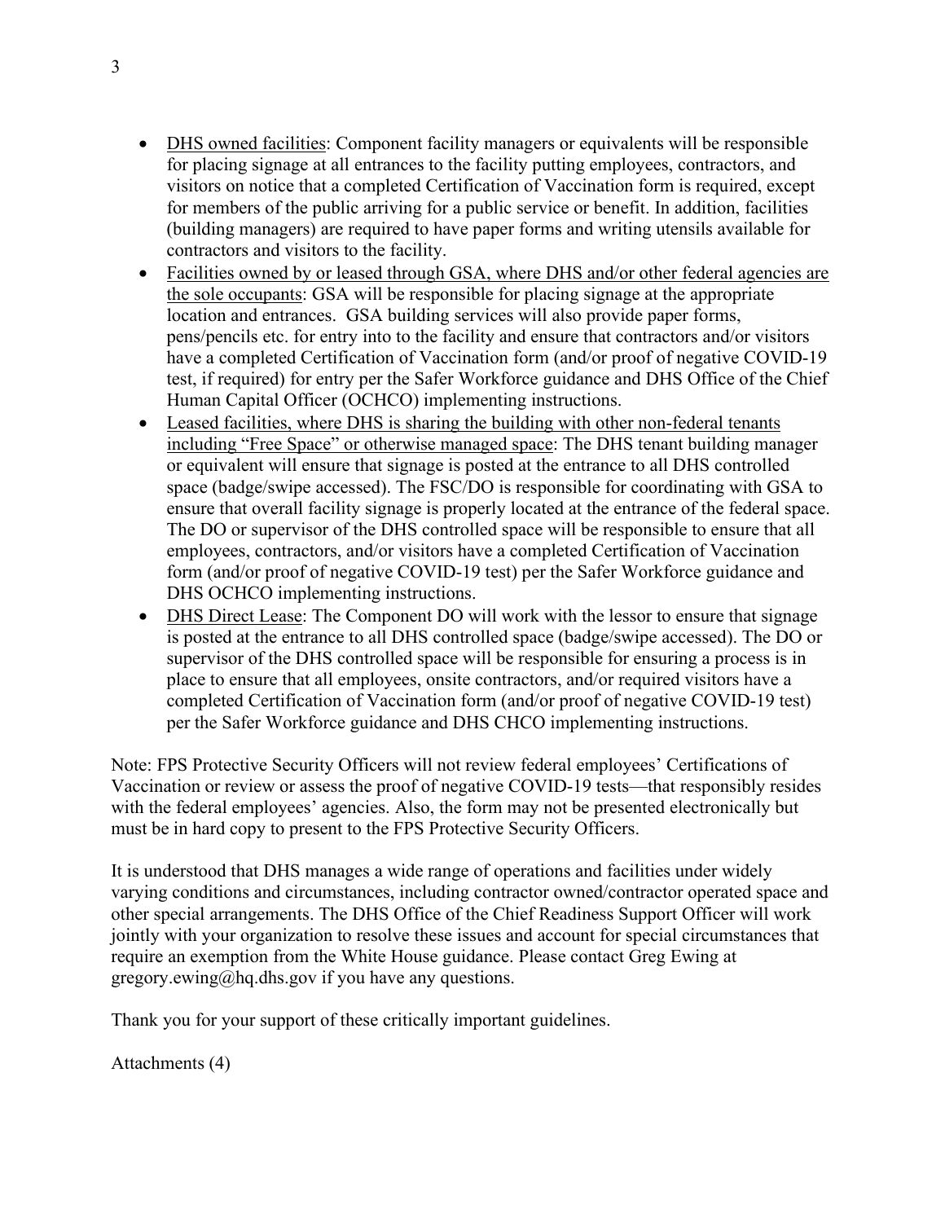- DHS owned facilities: Component facility managers or equivalents will be responsible for placing signage at all entrances to the facility putting employees, contractors, and visitors on notice that a completed Certification of Vaccination form is required, except for members of the public arriving for a public service or benefit. In addition, facilities (building managers) are required to have paper forms and writing utensils available for contractors and visitors to the facility.
- Facilities owned by or leased through GSA, where DHS and/or other federal agencies are the sole occupants: GSA will be responsible for placing signage at the appropriate location and entrances. GSA building services will also provide paper forms, pens/pencils etc. for entry into to the facility and ensure that contractors and/or visitors have a completed Certification of Vaccination form (and/or proof of negative COVID-19 test, if required) for entry per the Safer Workforce guidance and DHS Office of the Chief Human Capital Officer (OCHCO) implementing instructions.
- Leased facilities, where DHS is sharing the building with other non-federal tenants including "Free Space" or otherwise managed space: The DHS tenant building manager or equivalent will ensure that signage is posted at the entrance to all DHS controlled space (badge/swipe accessed). The FSC/DO is responsible for coordinating with GSA to ensure that overall facility signage is properly located at the entrance of the federal space. The DO or supervisor of the DHS controlled space will be responsible to ensure that all employees, contractors, and/or visitors have a completed Certification of Vaccination form (and/or proof of negative COVID-19 test) per the Safer Workforce guidance and DHS OCHCO implementing instructions.
- DHS Direct Lease: The Component DO will work with the lessor to ensure that signage is posted at the entrance to all DHS controlled space (badge/swipe accessed). The DO or supervisor of the DHS controlled space will be responsible for ensuring a process is in place to ensure that all employees, onsite contractors, and/or required visitors have a completed Certification of Vaccination form (and/or proof of negative COVID-19 test) per the Safer Workforce guidance and DHS CHCO implementing instructions.

Note: FPS Protective Security Officers will not review federal employees' Certifications of Vaccination or review or assess the proof of negative COVID-19 tests—that responsibly resides with the federal employees' agencies. Also, the form may not be presented electronically but must be in hard copy to present to the FPS Protective Security Officers.

It is understood that DHS manages a wide range of operations and facilities under widely varying conditions and circumstances, including contractor owned/contractor operated space and other special arrangements. The DHS Office of the Chief Readiness Support Officer will work jointly with your organization to resolve these issues and account for special circumstances that require an exemption from the White House guidance. Please contact Greg Ewing at gregory.ewing@hq.dhs.gov if you have any questions.

Thank you for your support of these critically important guidelines.

Attachments (4)